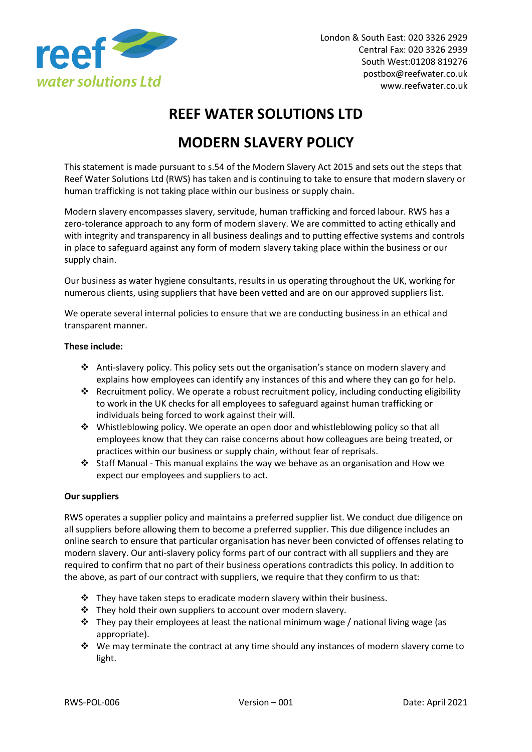London & South East: 020 3326 2929
Central Fax: 020 3326 2939
South West:01208 819276
postbox@reefwater.co.uk
www.reefwater.co.uk

# REEF WATER SOLUTIONS LTD

# MODERN SLAVERY POLICY

This statement is made pursuant to s.54 of the Modern Slavery Act 2015 and sets out the steps that Reef Water Solutions Ltd (RWS) has taken and is continuing to take to ensure that modern slavery or human trafficking is not taking place within our business or supply chain.

Modern slavery encompasses slavery, servitude, human trafficking and forced labour. RWS has a zero-tolerance approach to any form of modern slavery. We are committed to acting ethically and with integrity and transparency in all business dealings and to putting effective systems and controls in place to safeguard against any form of modern slavery taking place within the business or our supply chain.

Our business as water hygiene consultants, results in us operating throughout the UK, working for numerous clients, using suppliers that have been vetted and are on our approved suppliers list.

We operate several internal policies to ensure that we are conducting business in an ethical and transparent manner.

**These include:**

- Anti-slavery policy. This policy sets out the organisation's stance on modern slavery and explains how employees can identify any instances of this and where they can go for help.
- Recruitment policy. We operate a robust recruitment policy, including conducting eligibility to work in the UK checks for all employees to safeguard against human trafficking or individuals being forced to work against their will.
- Whistleblowing policy. We operate an open door and whistleblowing policy so that all employees know that they can raise concerns about how colleagues are being treated, or practices within our business or supply chain, without fear of reprisals.
- Staff Manual - This manual explains the way we behave as an organisation and How we expect our employees and suppliers to act.

**Our suppliers**

RWS operates a supplier policy and maintains a preferred supplier list. We conduct due diligence on all suppliers before allowing them to become a preferred supplier. This due diligence includes an online search to ensure that particular organisation has never been convicted of offenses relating to modern slavery. Our anti-slavery policy forms part of our contract with all suppliers and they are required to confirm that no part of their business operations contradicts this policy. In addition to the above, as part of our contract with suppliers, we require that they confirm to us that:

- They have taken steps to eradicate modern slavery within their business.
- They hold their own suppliers to account over modern slavery.
- They pay their employees at least the national minimum wage / national living wage (as appropriate).
- We may terminate the contract at any time should any instances of modern slavery come to light.

RWS-POL-006 Version – 001 Date: April 2021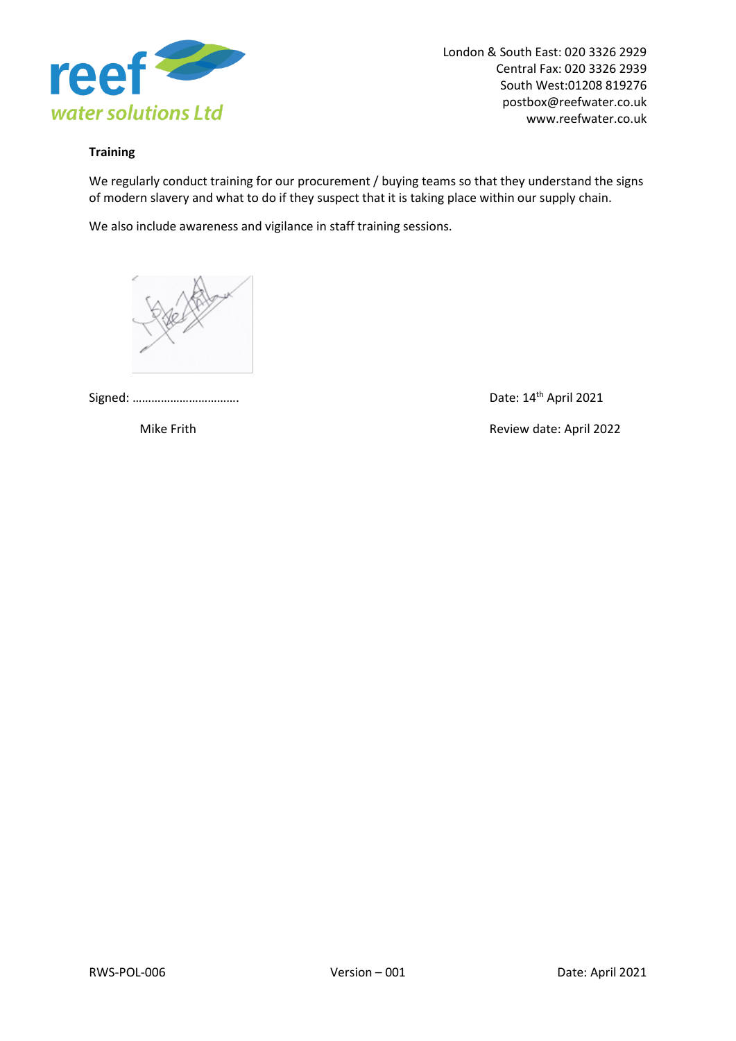### Training

We regularly conduct training for our procurement / buying teams so that they understand the signs of modern slavery and what to do if they suspect that it is taking place within our supply chain.

We also include awareness and vigilance in staff training sessions.

Signed: …………………………….

Mike Frith

Date: 14th April 2021

Review date: April 2022